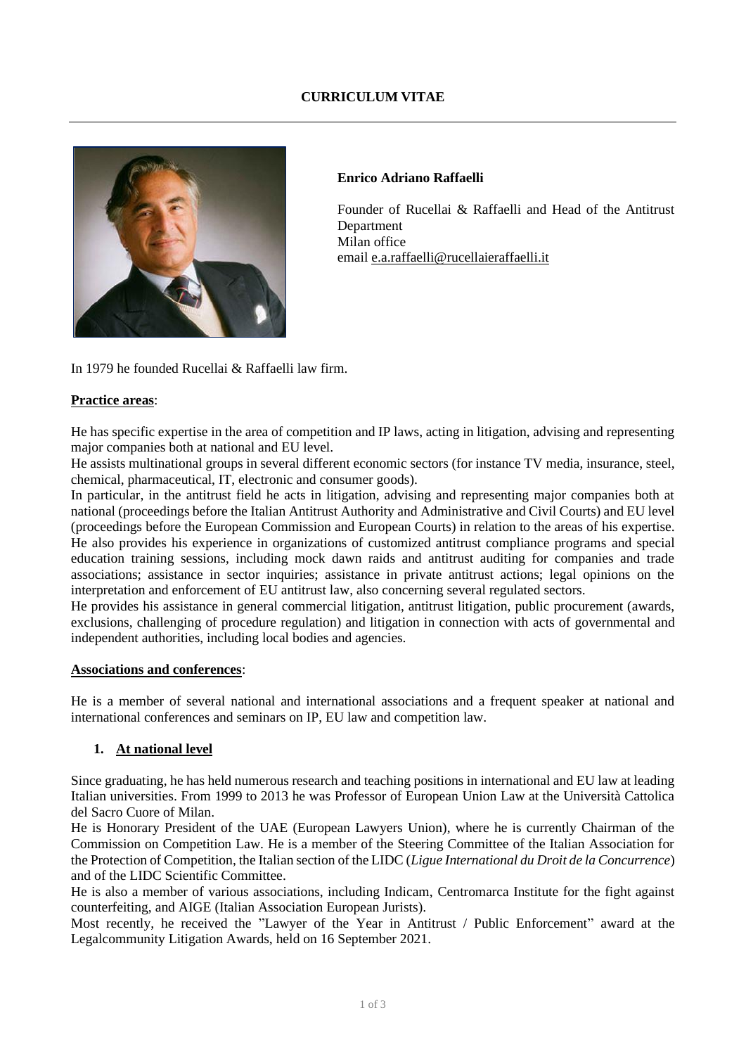# CURRICULUM VITAE

**Enrico Adriano Raffaelli**

Founder of Rucellai & Raffaelli and Head of the Antitrust Department
Milan office
email e.a.raffaelli@rucellaieraffaelli.it

In 1979 he founded Rucellai & Raffaelli law firm.

## Practice areas:

He has specific expertise in the area of competition and IP laws, acting in litigation, advising and representing major companies both at national and EU level.

He assists multinational groups in several different economic sectors (for instance TV media, insurance, steel, chemical, pharmaceutical, IT, electronic and consumer goods).

In particular, in the antitrust field he acts in litigation, advising and representing major companies both at national (proceedings before the Italian Antitrust Authority and Administrative and Civil Courts) and EU level (proceedings before the European Commission and European Courts) in relation to the areas of his expertise. He also provides his experience in organizations of customized antitrust compliance programs and special education training sessions, including mock dawn raids and antitrust auditing for companies and trade associations; assistance in sector inquiries; assistance in private antitrust actions; legal opinions on the interpretation and enforcement of EU antitrust law, also concerning several regulated sectors.

He provides his assistance in general commercial litigation, antitrust litigation, public procurement (awards, exclusions, challenging of procedure regulation) and litigation in connection with acts of governmental and independent authorities, including local bodies and agencies.

## Associations and conferences:

He is a member of several national and international associations and a frequent speaker at national and international conferences and seminars on IP, EU law and competition law.

### 1. At national level

Since graduating, he has held numerous research and teaching positions in international and EU law at leading Italian universities. From 1999 to 2013 he was Professor of European Union Law at the Università Cattolica del Sacro Cuore of Milan.

He is Honorary President of the UAE (European Lawyers Union), where he is currently Chairman of the Commission on Competition Law. He is a member of the Steering Committee of the Italian Association for the Protection of Competition, the Italian section of the LIDC (*Ligue International du Droit de la Concurrence*) and of the LIDC Scientific Committee.

He is also a member of various associations, including Indicam, Centromarca Institute for the fight against counterfeiting, and AIGE (Italian Association European Jurists).

Most recently, he received the "Lawyer of the Year in Antitrust / Public Enforcement" award at the Legalcommunity Litigation Awards, held on 16 September 2021.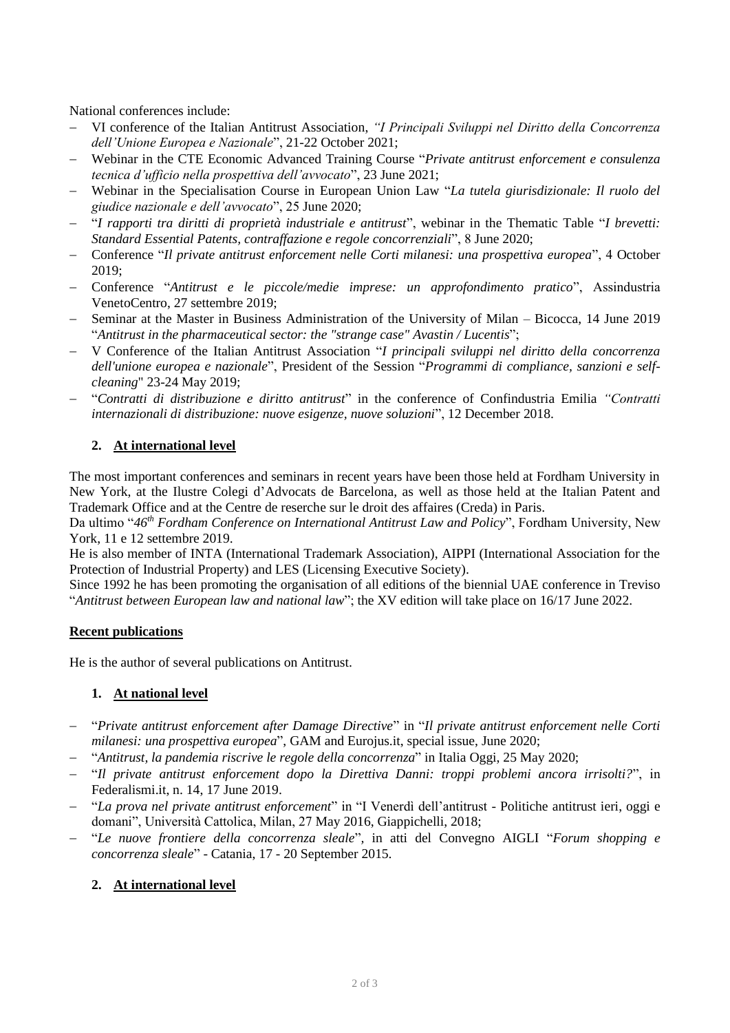National conferences include:

- VI conference of the Italian Antitrust Association, *"I Principali Sviluppi nel Diritto della Concorrenza dell'Unione Europea e Nazionale*", 21-22 October 2021;
- Webinar in the CTE Economic Advanced Training Course "*Private antitrust enforcement e consulenza tecnica d'ufficio nella prospettiva dell'avvocato*", 23 June 2021;
- Webinar in the Specialisation Course in European Union Law "*La tutela giurisdizionale: Il ruolo del giudice nazionale e dell'avvocato*", 25 June 2020;
- "*I rapporti tra diritti di proprietà industriale e antitrust*", webinar in the Thematic Table "*I brevetti: Standard Essential Patents, contraffazione e regole concorrenziali*", 8 June 2020;
- Conference "*Il private antitrust enforcement nelle Corti milanesi: una prospettiva europea*", 4 October 2019;
- Conference "*Antitrust e le piccole/medie imprese: un approfondimento pratico*", Assindustria VenetoCentro, 27 settembre 2019;
- Seminar at the Master in Business Administration of the University of Milan – Bicocca, 14 June 2019 "*Antitrust in the pharmaceutical sector: the "strange case" Avastin / Lucentis*";
- V Conference of the Italian Antitrust Association "*I principali sviluppi nel diritto della concorrenza dell'unione europea e nazionale*", President of the Session "*Programmi di compliance, sanzioni e self-cleaning*" 23-24 May 2019;
- "*Contratti di distribuzione e diritto antitrust*" in the conference of Confindustria Emilia *"Contratti internazionali di distribuzione: nuove esigenze, nuove soluzioni*", 12 December 2018.

## 2. At international level

The most important conferences and seminars in recent years have been those held at Fordham University in New York, at the Ilustre Colegi d'Advocats de Barcelona, as well as those held at the Italian Patent and Trademark Office and at the Centre de reserche sur le droit des affaires (Creda) in Paris.

Da ultimo "*46th Fordham Conference on International Antitrust Law and Policy*", Fordham University, New York, 11 e 12 settembre 2019.

He is also member of INTA (International Trademark Association), AIPPI (International Association for the Protection of Industrial Property) and LES (Licensing Executive Society).

Since 1992 he has been promoting the organisation of all editions of the biennial UAE conference in Treviso "*Antitrust between European law and national law*"; the XV edition will take place on 16/17 June 2022.

# Recent publications

He is the author of several publications on Antitrust.

## 1. At national level

- "*Private antitrust enforcement after Damage Directive*" in "*Il private antitrust enforcement nelle Corti milanesi: una prospettiva europea*", GAM and Eurojus.it, special issue, June 2020;
- "*Antitrust, la pandemia riscrive le regole della concorrenza*" in Italia Oggi, 25 May 2020;
- "*Il private antitrust enforcement dopo la Direttiva Danni: troppi problemi ancora irrisolti?*", in Federalismi.it, n. 14, 17 June 2019.
- "*La prova nel private antitrust enforcement*" in "I Venerdì dell'antitrust - Politiche antitrust ieri, oggi e domani", Università Cattolica, Milan, 27 May 2016, Giappichelli, 2018;
- "*Le nuove frontiere della concorrenza sleale*", in atti del Convegno AIGLI "*Forum shopping e concorrenza sleale*" - Catania, 17 - 20 September 2015.

## 2. At international level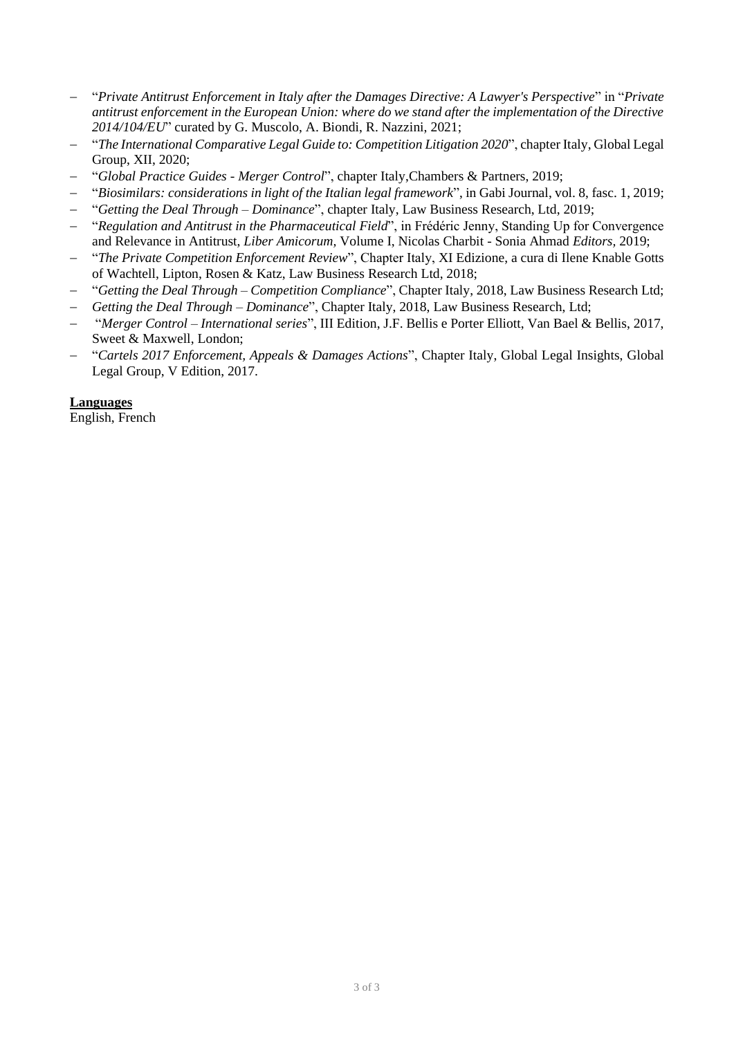- "*Private Antitrust Enforcement in Italy after the Damages Directive: A Lawyer's Perspective*" in "*Private antitrust enforcement in the European Union: where do we stand after the implementation of the Directive 2014/104/EU*" curated by G. Muscolo, A. Biondi, R. Nazzini, 2021;
- "*The International Comparative Legal Guide to: Competition Litigation 2020*", chapter Italy, Global Legal Group, XII, 2020;
- "*Global Practice Guides - Merger Control*", chapter Italy,Chambers & Partners, 2019;
- "*Biosimilars: considerations in light of the Italian legal framework*", in Gabi Journal, vol. 8, fasc. 1, 2019;
- "*Getting the Deal Through – Dominance*", chapter Italy, Law Business Research, Ltd, 2019;
- "*Regulation and Antitrust in the Pharmaceutical Field*", in Frédéric Jenny, Standing Up for Convergence and Relevance in Antitrust, *Liber Amicorum,* Volume I, Nicolas Charbit - Sonia Ahmad *Editors,* 2019;
- "*The Private Competition Enforcement Review*", Chapter Italy, XI Edizione, a cura di Ilene Knable Gotts of Wachtell, Lipton, Rosen & Katz, Law Business Research Ltd, 2018;
- "*Getting the Deal Through – Competition Compliance*", Chapter Italy, 2018, Law Business Research Ltd;
- *Getting the Deal Through – Dominance*", Chapter Italy, 2018, Law Business Research, Ltd;
- "*Merger Control – International series*", III Edition, J.F. Bellis e Porter Elliott, Van Bael & Bellis, 2017, Sweet & Maxwell, London;
- "*Cartels 2017 Enforcement, Appeals & Damages Actions*", Chapter Italy, Global Legal Insights, Global Legal Group, V Edition, 2017.

**Languages**

English, French